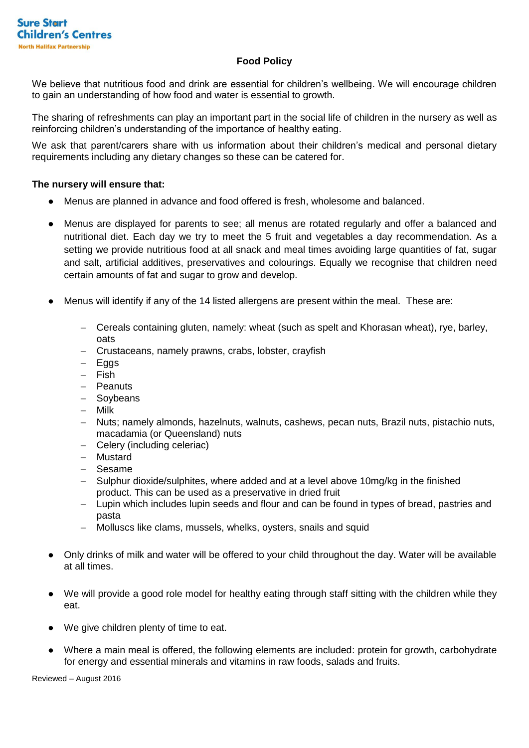Sure Start Children's Centres
North Halifax Partnership

# Food Policy

We believe that nutritious food and drink are essential for children's wellbeing. We will encourage children to gain an understanding of how food and water is essential to growth.

The sharing of refreshments can play an important part in the social life of children in the nursery as well as reinforcing children's understanding of the importance of healthy eating.

We ask that parent/carers share with us information about their children's medical and personal dietary requirements including any dietary changes so these can be catered for.

**The nursery will ensure that:**

- Menus are planned in advance and food offered is fresh, wholesome and balanced.
- Menus are displayed for parents to see; all menus are rotated regularly and offer a balanced and nutritional diet. Each day we try to meet the 5 fruit and vegetables a day recommendation. As a setting we provide nutritious food at all snack and meal times avoiding large quantities of fat, sugar and salt, artificial additives, preservatives and colourings. Equally we recognise that children need certain amounts of fat and sugar to grow and develop.
- Menus will identify if any of the 14 listed allergens are present within the meal. These are:
  - Cereals containing gluten, namely: wheat (such as spelt and Khorasan wheat), rye, barley, oats
  - Crustaceans, namely prawns, crabs, lobster, crayfish
  - Eggs
  - Fish
  - Peanuts
  - Soybeans
  - Milk
  - Nuts; namely almonds, hazelnuts, walnuts, cashews, pecan nuts, Brazil nuts, pistachio nuts, macadamia (or Queensland) nuts
  - Celery (including celeriac)
  - Mustard
  - Sesame
  - Sulphur dioxide/sulphites, where added and at a level above 10mg/kg in the finished product. This can be used as a preservative in dried fruit
  - Lupin which includes lupin seeds and flour and can be found in types of bread, pastries and pasta
  - Molluscs like clams, mussels, whelks, oysters, snails and squid
- Only drinks of milk and water will be offered to your child throughout the day. Water will be available at all times.
- We will provide a good role model for healthy eating through staff sitting with the children while they eat.
- We give children plenty of time to eat.
- Where a main meal is offered, the following elements are included: protein for growth, carbohydrate for energy and essential minerals and vitamins in raw foods, salads and fruits.

Reviewed – August 2016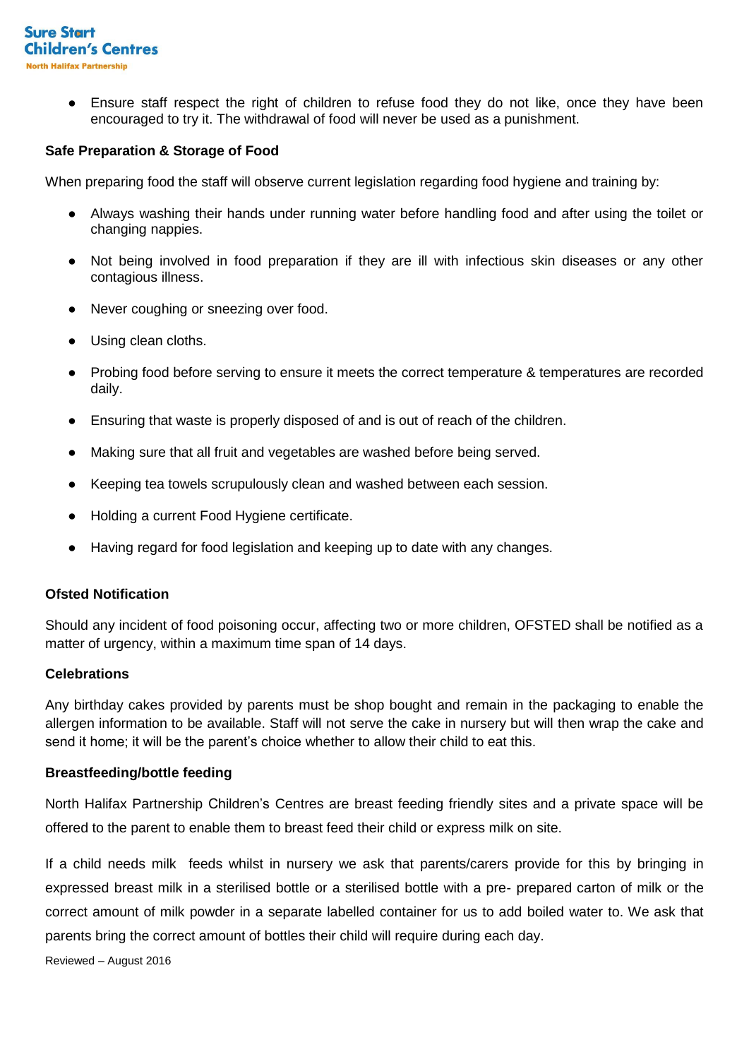- Ensure staff respect the right of children to refuse food they do not like, once they have been encouraged to try it. The withdrawal of food will never be used as a punishment.

**Safe Preparation & Storage of Food**

When preparing food the staff will observe current legislation regarding food hygiene and training by:

- Always washing their hands under running water before handling food and after using the toilet or changing nappies.
- Not being involved in food preparation if they are ill with infectious skin diseases or any other contagious illness.
- Never coughing or sneezing over food.
- Using clean cloths.
- Probing food before serving to ensure it meets the correct temperature & temperatures are recorded daily.
- Ensuring that waste is properly disposed of and is out of reach of the children.
- Making sure that all fruit and vegetables are washed before being served.
- Keeping tea towels scrupulously clean and washed between each session.
- Holding a current Food Hygiene certificate.
- Having regard for food legislation and keeping up to date with any changes.

**Ofsted Notification**

Should any incident of food poisoning occur, affecting two or more children, OFSTED shall be notified as a matter of urgency, within a maximum time span of 14 days.

**Celebrations**

Any birthday cakes provided by parents must be shop bought and remain in the packaging to enable the allergen information to be available. Staff will not serve the cake in nursery but will then wrap the cake and send it home; it will be the parent's choice whether to allow their child to eat this.

**Breastfeeding/bottle feeding**

North Halifax Partnership Children's Centres are breast feeding friendly sites and a private space will be offered to the parent to enable them to breast feed their child or express milk on site.

If a child needs milk feeds whilst in nursery we ask that parents/carers provide for this by bringing in expressed breast milk in a sterilised bottle or a sterilised bottle with a pre- prepared carton of milk or the correct amount of milk powder in a separate labelled container for us to add boiled water to. We ask that parents bring the correct amount of bottles their child will require during each day.

Reviewed – August 2016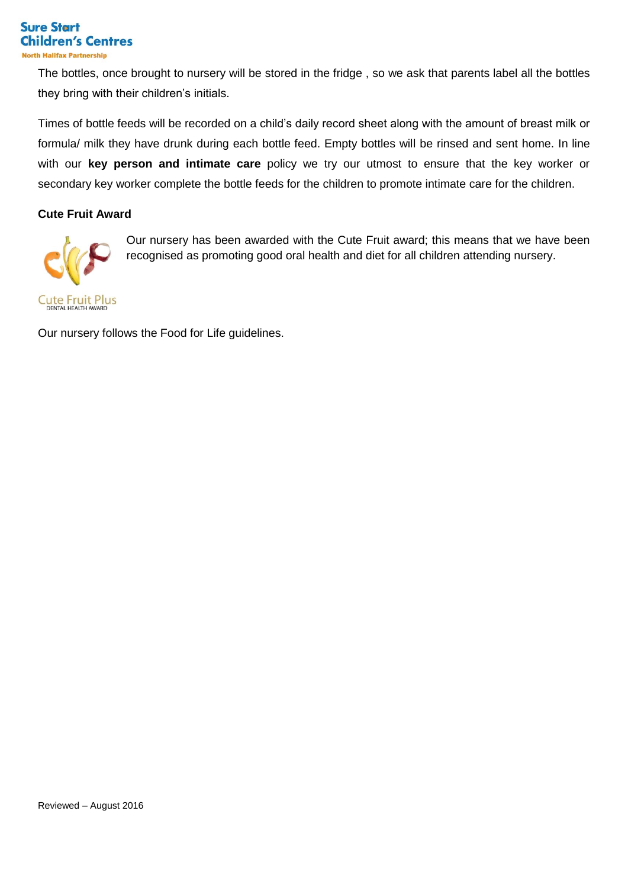The bottles, once brought to nursery will be stored in the fridge , so we ask that parents label all the bottles they bring with their children's initials.

Times of bottle feeds will be recorded on a child's daily record sheet along with the amount of breast milk or formula/ milk they have drunk during each bottle feed. Empty bottles will be rinsed and sent home. In line with our **key person and intimate care** policy we try our utmost to ensure that the key worker or secondary key worker complete the bottle feeds for the children to promote intimate care for the children.

### Cute Fruit Award

Our nursery has been awarded with the Cute Fruit award; this means that we have been recognised as promoting good oral health and diet for all children attending nursery.

Cute Fruit Plus
DENTAL HEALTH AWARD

Our nursery follows the Food for Life guidelines.

Reviewed – August 2016